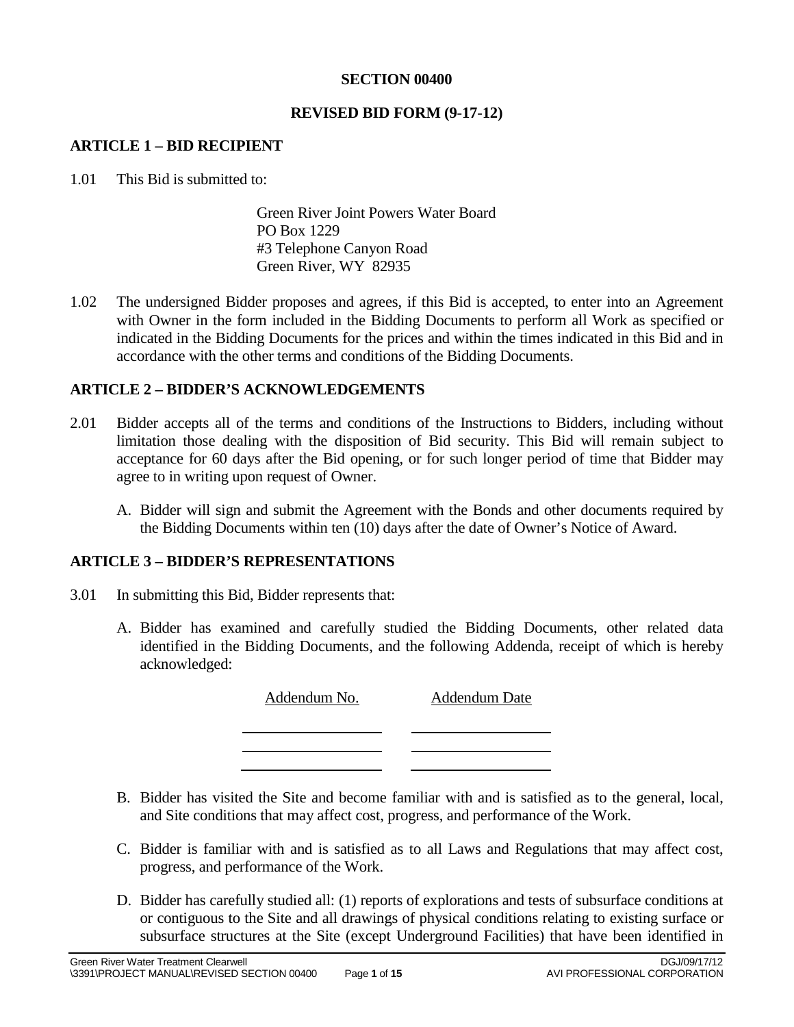# SECTION 00400

## REVISED BID FORM (9-17-12)

### ARTICLE 1 – BID RECIPIENT

1.01 This Bid is submitted to:

Green River Joint Powers Water Board
PO Box 1229
#3 Telephone Canyon Road
Green River, WY 82935

1.02 The undersigned Bidder proposes and agrees, if this Bid is accepted, to enter into an Agreement with Owner in the form included in the Bidding Documents to perform all Work as specified or indicated in the Bidding Documents for the prices and within the times indicated in this Bid and in accordance with the other terms and conditions of the Bidding Documents.

### ARTICLE 2 – BIDDER'S ACKNOWLEDGEMENTS

2.01 Bidder accepts all of the terms and conditions of the Instructions to Bidders, including without limitation those dealing with the disposition of Bid security. This Bid will remain subject to acceptance for 60 days after the Bid opening, or for such longer period of time that Bidder may agree to in writing upon request of Owner.

A. Bidder will sign and submit the Agreement with the Bonds and other documents required by the Bidding Documents within ten (10) days after the date of Owner's Notice of Award.

### ARTICLE 3 – BIDDER'S REPRESENTATIONS

3.01 In submitting this Bid, Bidder represents that:

A. Bidder has examined and carefully studied the Bidding Documents, other related data identified in the Bidding Documents, and the following Addenda, receipt of which is hereby acknowledged:

| Addendum No. | Addendum Date |
|---|---|
| | |
| | |
| | |

B. Bidder has visited the Site and become familiar with and is satisfied as to the general, local, and Site conditions that may affect cost, progress, and performance of the Work.

C. Bidder is familiar with and is satisfied as to all Laws and Regulations that may affect cost, progress, and performance of the Work.

D. Bidder has carefully studied all: (1) reports of explorations and tests of subsurface conditions at or contiguous to the Site and all drawings of physical conditions relating to existing surface or subsurface structures at the Site (except Underground Facilities) that have been identified in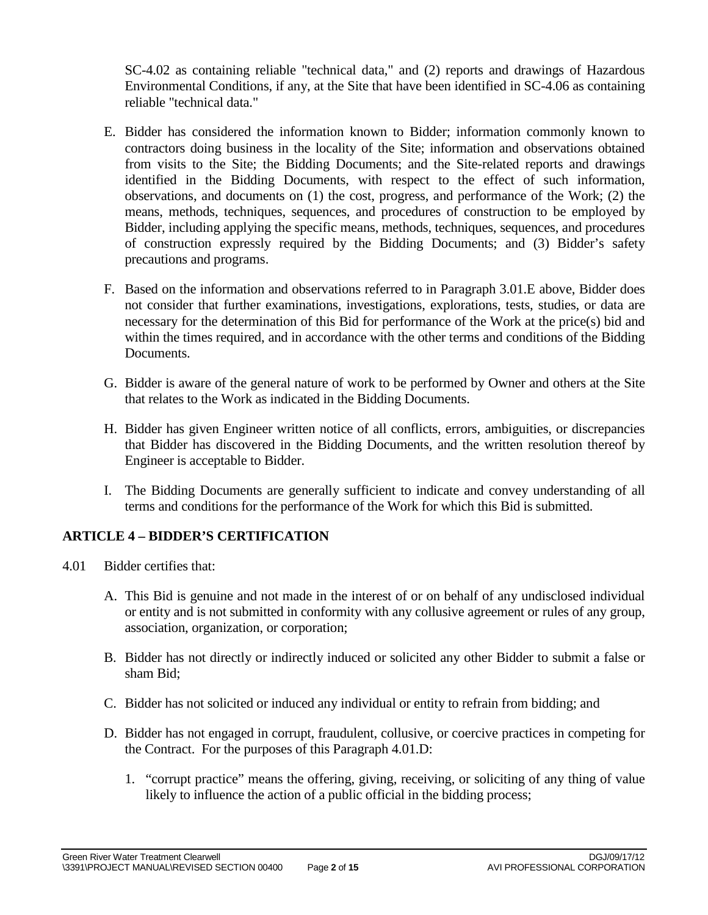SC-4.02 as containing reliable "technical data," and (2) reports and drawings of Hazardous Environmental Conditions, if any, at the Site that have been identified in SC-4.06 as containing reliable "technical data."

E. Bidder has considered the information known to Bidder; information commonly known to contractors doing business in the locality of the Site; information and observations obtained from visits to the Site; the Bidding Documents; and the Site-related reports and drawings identified in the Bidding Documents, with respect to the effect of such information, observations, and documents on (1) the cost, progress, and performance of the Work; (2) the means, methods, techniques, sequences, and procedures of construction to be employed by Bidder, including applying the specific means, methods, techniques, sequences, and procedures of construction expressly required by the Bidding Documents; and (3) Bidder's safety precautions and programs.

F. Based on the information and observations referred to in Paragraph 3.01.E above, Bidder does not consider that further examinations, investigations, explorations, tests, studies, or data are necessary for the determination of this Bid for performance of the Work at the price(s) bid and within the times required, and in accordance with the other terms and conditions of the Bidding Documents.

G. Bidder is aware of the general nature of work to be performed by Owner and others at the Site that relates to the Work as indicated in the Bidding Documents.

H. Bidder has given Engineer written notice of all conflicts, errors, ambiguities, or discrepancies that Bidder has discovered in the Bidding Documents, and the written resolution thereof by Engineer is acceptable to Bidder.

I. The Bidding Documents are generally sufficient to indicate and convey understanding of all terms and conditions for the performance of the Work for which this Bid is submitted.

## ARTICLE 4 – BIDDER'S CERTIFICATION

4.01 Bidder certifies that:

A. This Bid is genuine and not made in the interest of or on behalf of any undisclosed individual or entity and is not submitted in conformity with any collusive agreement or rules of any group, association, organization, or corporation;

B. Bidder has not directly or indirectly induced or solicited any other Bidder to submit a false or sham Bid;

C. Bidder has not solicited or induced any individual or entity to refrain from bidding; and

D. Bidder has not engaged in corrupt, fraudulent, collusive, or coercive practices in competing for the Contract. For the purposes of this Paragraph 4.01.D:

1. "corrupt practice" means the offering, giving, receiving, or soliciting of any thing of value likely to influence the action of a public official in the bidding process;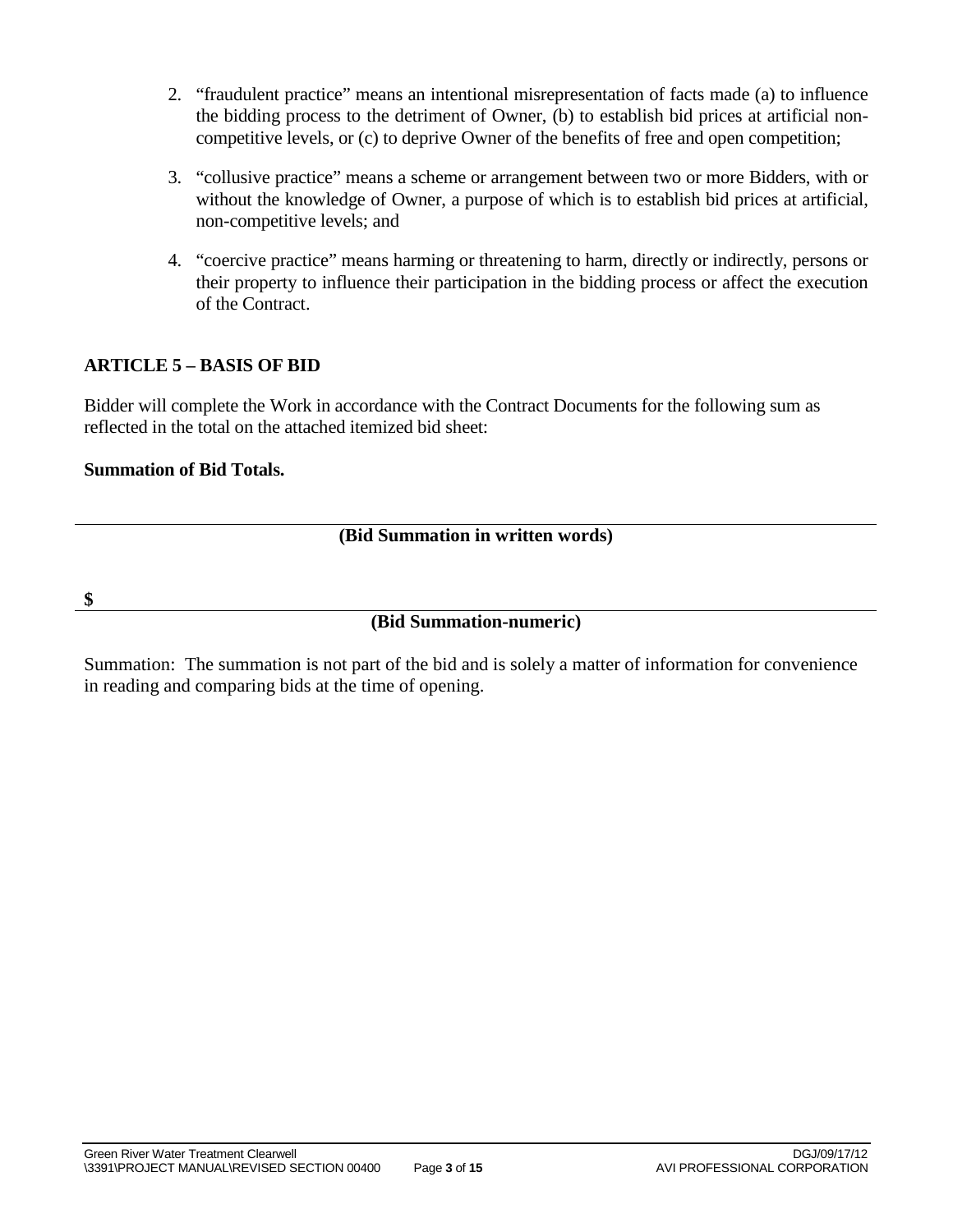2. "fraudulent practice" means an intentional misrepresentation of facts made (a) to influence the bidding process to the detriment of Owner, (b) to establish bid prices at artificial non-competitive levels, or (c) to deprive Owner of the benefits of free and open competition;

3. "collusive practice" means a scheme or arrangement between two or more Bidders, with or without the knowledge of Owner, a purpose of which is to establish bid prices at artificial, non-competitive levels; and

4. "coercive practice" means harming or threatening to harm, directly or indirectly, persons or their property to influence their participation in the bidding process or affect the execution of the Contract.

## ARTICLE 5 – BASIS OF BID

Bidder will complete the Work in accordance with the Contract Documents for the following sum as reflected in the total on the attached itemized bid sheet:

**Summation of Bid Totals.**

\_\_\_\_\_\_\_\_\_\_\_\_\_\_\_\_\_\_\_\_\_\_\_\_\_\_\_\_\_\_\_\_\_\_\_\_\_\_\_\_\_\_\_\_\_\_\_\_\_\_\_\_

**(Bid Summation in written words)**

**$** \_\_\_\_\_\_\_\_\_\_\_\_\_\_\_\_\_\_\_\_\_\_\_\_\_\_\_\_\_\_\_\_\_\_\_\_\_\_\_\_\_\_\_\_\_\_\_\_\_\_

**(Bid Summation-numeric)**

Summation: The summation is not part of the bid and is solely a matter of information for convenience in reading and comparing bids at the time of opening.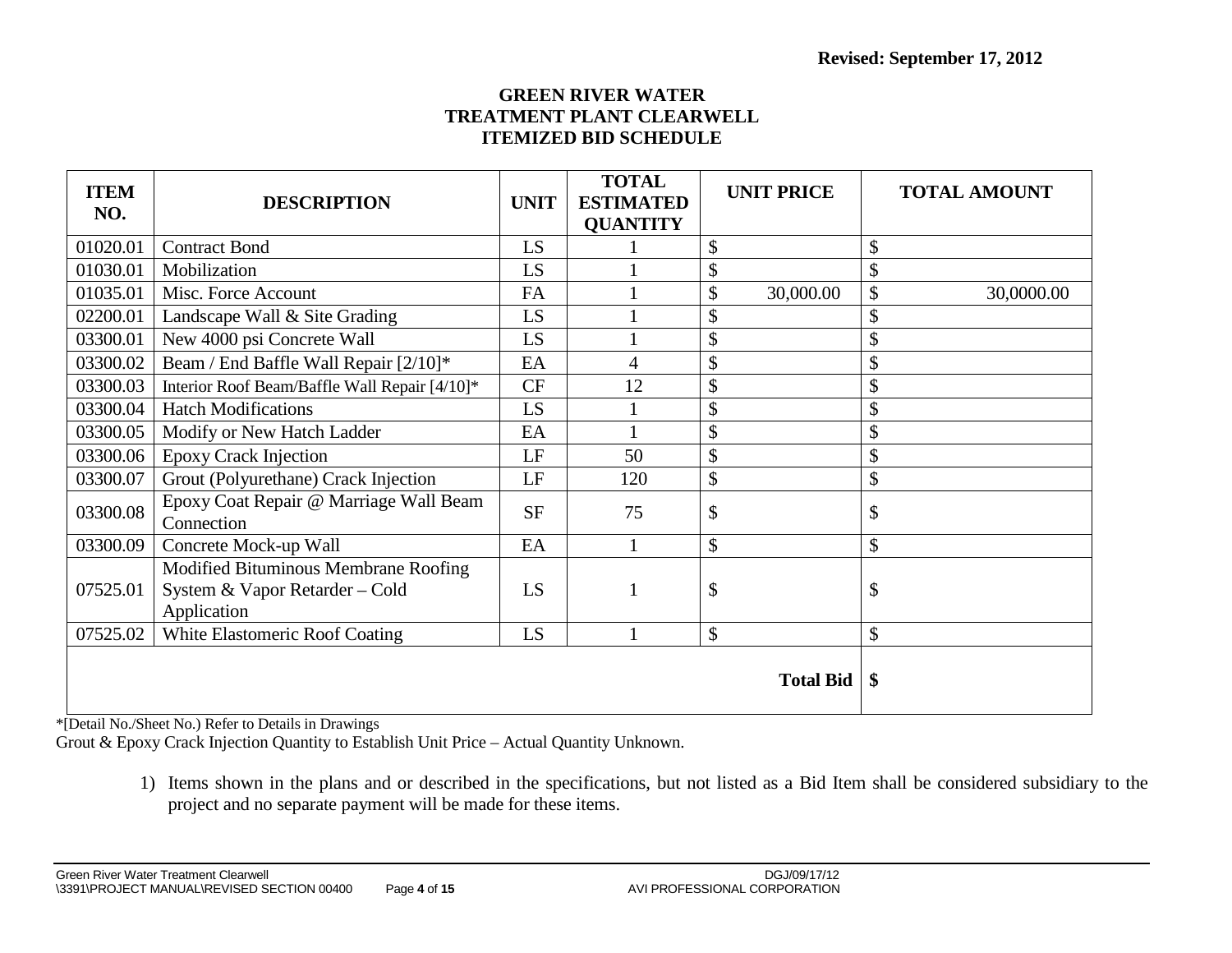**Revised: September 17, 2012**

## GREEN RIVER WATER TREATMENT PLANT CLEARWELL ITEMIZED BID SCHEDULE

| ITEM NO. | DESCRIPTION | UNIT | TOTAL ESTIMATED QUANTITY | UNIT PRICE | TOTAL AMOUNT |
|---|---|---|---|---|---|
| 01020.01 | Contract Bond | LS | 1 | $ | $ |
| 01030.01 | Mobilization | LS | 1 | $ | $ |
| 01035.01 | Misc. Force Account | FA | 1 | $ 30,000.00 | $ 30,0000.00 |
| 02200.01 | Landscape Wall & Site Grading | LS | 1 | $ | $ |
| 03300.01 | New 4000 psi Concrete Wall | LS | 1 | $ | $ |
| 03300.02 | Beam / End Baffle Wall Repair [2/10]* | EA | 4 | $ | $ |
| 03300.03 | Interior Roof Beam/Baffle Wall Repair [4/10]* | CF | 12 | $ | $ |
| 03300.04 | Hatch Modifications | LS | 1 | $ | $ |
| 03300.05 | Modify or New Hatch Ladder | EA | 1 | $ | $ |
| 03300.06 | Epoxy Crack Injection | LF | 50 | $ | $ |
| 03300.07 | Grout (Polyurethane) Crack Injection | LF | 120 | $ | $ |
| 03300.08 | Epoxy Coat Repair @ Marriage Wall Beam Connection | SF | 75 | $ | $ |
| 03300.09 | Concrete Mock-up Wall | EA | 1 | $ | $ |
| 07525.01 | Modified Bituminous Membrane Roofing System & Vapor Retarder – Cold Application | LS | 1 | $ | $ |
| 07525.02 | White Elastomeric Roof Coating | LS | 1 | $ | $ |
| | | | | **Total Bid** | **$** |

*[Detail No./Sheet No.) Refer to Details in Drawings

Grout & Epoxy Crack Injection Quantity to Establish Unit Price – Actual Quantity Unknown.

1) Items shown in the plans and or described in the specifications, but not listed as a Bid Item shall be considered subsidiary to the project and no separate payment will be made for these items.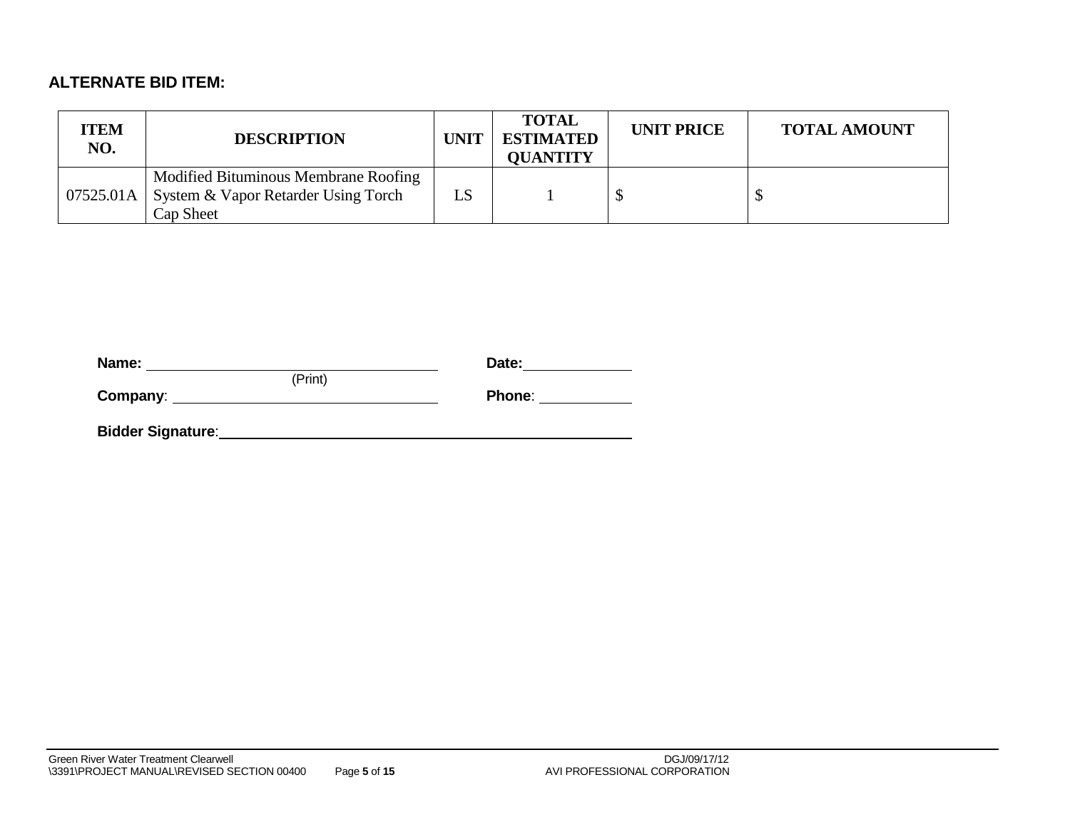**ALTERNATE BID ITEM:**

| ITEM NO. | DESCRIPTION | UNIT | TOTAL ESTIMATED QUANTITY | UNIT PRICE | TOTAL AMOUNT |
|---|---|---|---|---|---|
| 07525.01A | Modified Bituminous Membrane Roofing System & Vapor Retarder Using Torch Cap Sheet | LS | 1 | $ | $ |

**Name:** ______________________________ (Print) **Date:** ____________

**Company**: ______________________________ **Phone**: ____________

**Bidder Signature**: ______________________________________________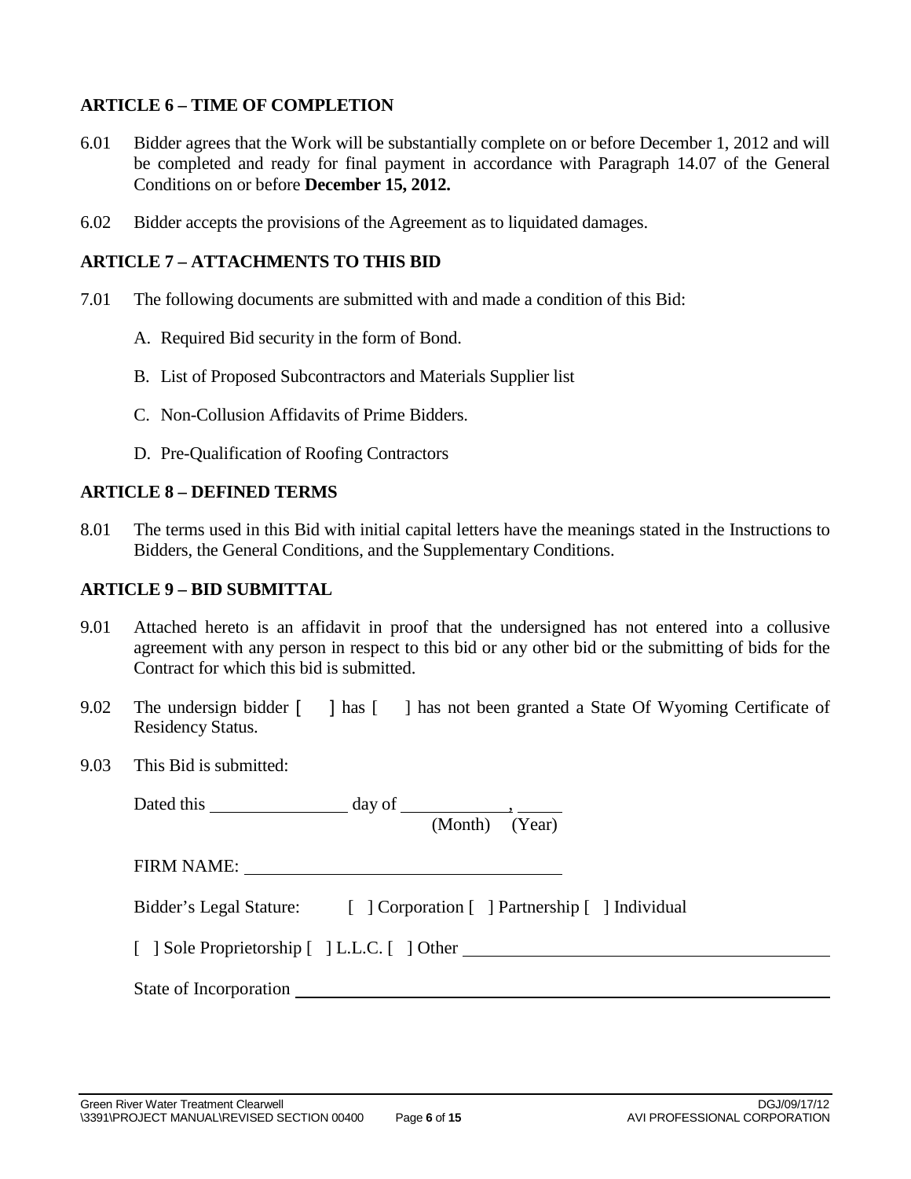## ARTICLE 6 – TIME OF COMPLETION

6.01 Bidder agrees that the Work will be substantially complete on or before December 1, 2012 and will be completed and ready for final payment in accordance with Paragraph 14.07 of the General Conditions on or before **December 15, 2012.**

6.02 Bidder accepts the provisions of the Agreement as to liquidated damages.

## ARTICLE 7 – ATTACHMENTS TO THIS BID

7.01 The following documents are submitted with and made a condition of this Bid:

A. Required Bid security in the form of Bond.

B. List of Proposed Subcontractors and Materials Supplier list

C. Non-Collusion Affidavits of Prime Bidders.

D. Pre-Qualification of Roofing Contractors

## ARTICLE 8 – DEFINED TERMS

8.01 The terms used in this Bid with initial capital letters have the meanings stated in the Instructions to Bidders, the General Conditions, and the Supplementary Conditions.

## ARTICLE 9 – BID SUBMITTAL

9.01 Attached hereto is an affidavit in proof that the undersigned has not entered into a collusive agreement with any person in respect to this bid or any other bid or the submitting of bids for the Contract for which this bid is submitted.

9.02 The undersign bidder [ ] has [ ] has not been granted a State Of Wyoming Certificate of Residency Status.

9.03 This Bid is submitted:

Dated this ______________ day of ____________, _____
(Month) (Year)

FIRM NAME: ____________________________________

Bidder's Legal Stature: [ ] Corporation [ ] Partnership [ ] Individual

[ ] Sole Proprietorship [ ] L.L.C. [ ] Other ____________________________________

State of Incorporation ____________________________________________________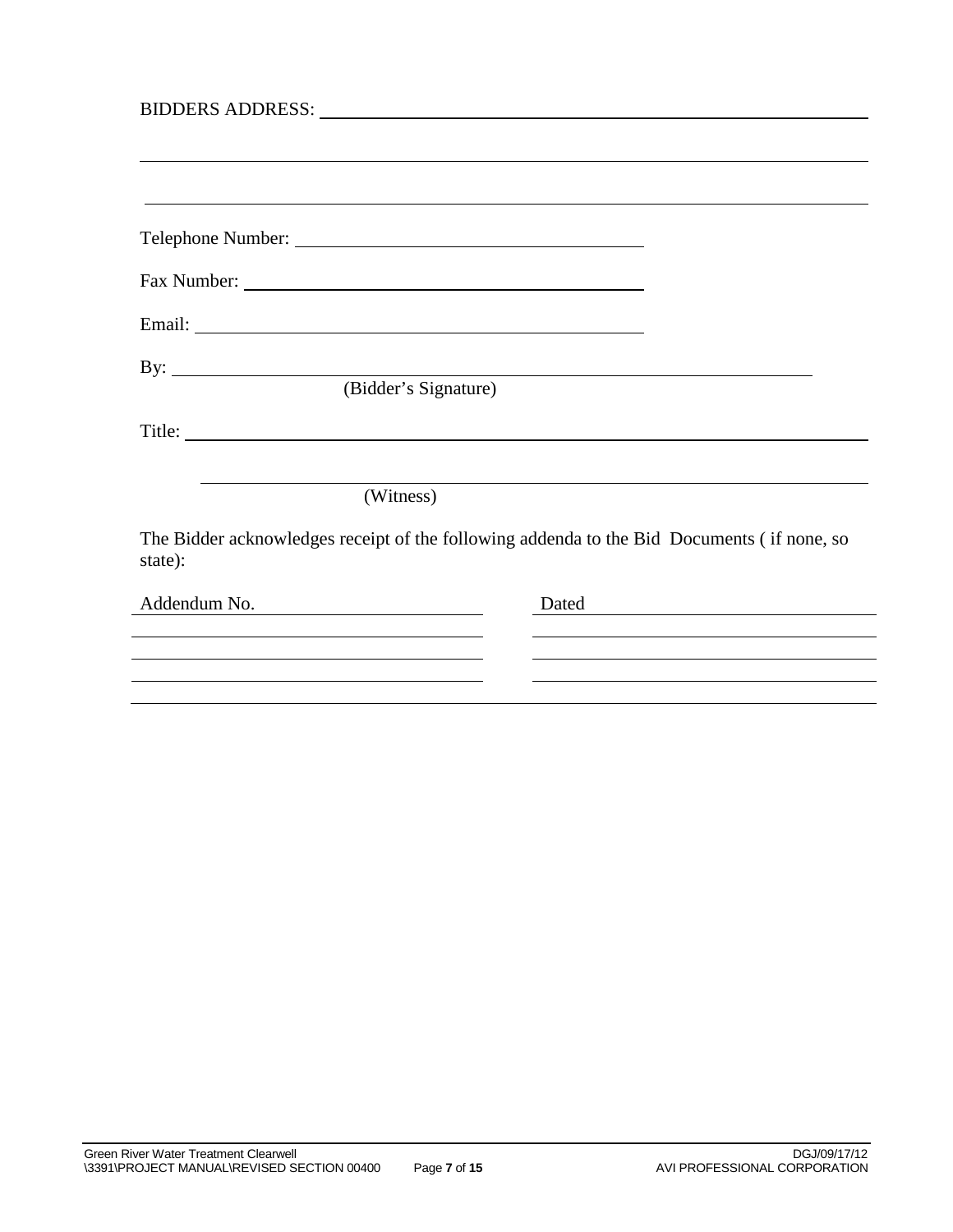BIDDERS ADDRESS: ______________________________________________

______________________________________________

______________________________________________

Telephone Number: ______________________________

Fax Number: ______________________________

Email: ______________________________

By: ______________________________________________
(Bidder's Signature)

Title: ______________________________________________

______________________________________________
(Witness)

The Bidder acknowledges receipt of the following addenda to the Bid Documents ( if none, so state):

| Addendum No. | Dated |
|---|---|
| | |
| | |
| | |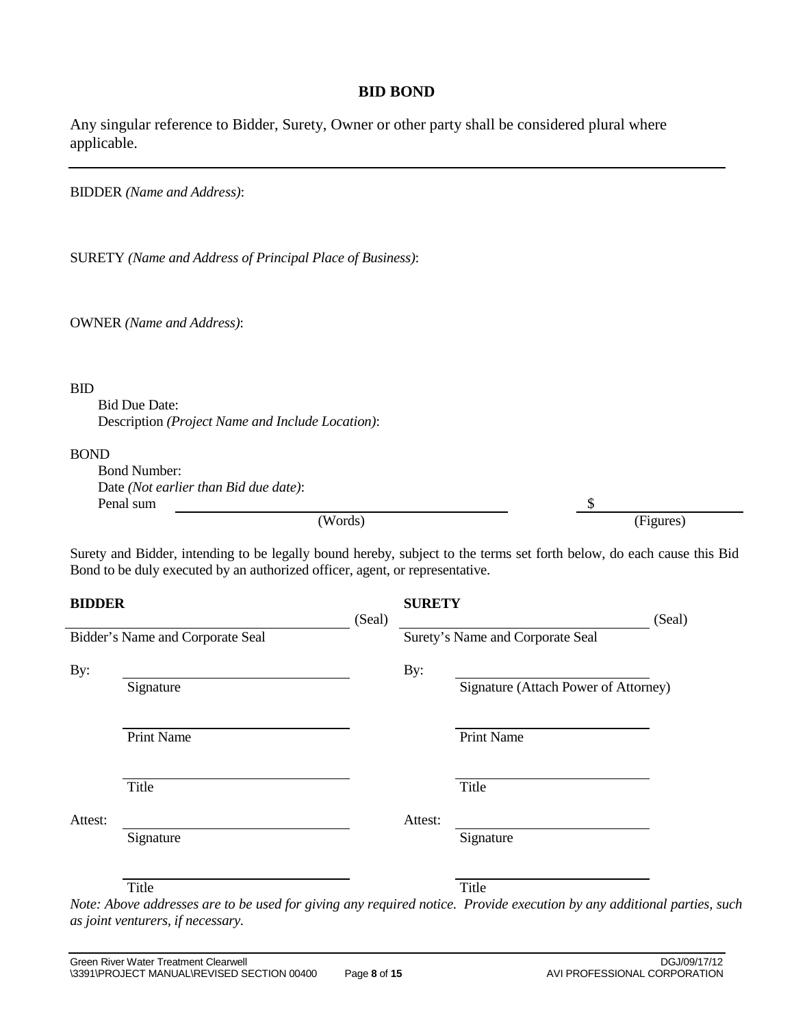# BID BOND

Any singular reference to Bidder, Surety, Owner or other party shall be considered plural where applicable.

---

BIDDER *(Name and Address)*:

SURETY *(Name and Address of Principal Place of Business)*:

OWNER *(Name and Address)*:

BID

Bid Due Date:

Description *(Project Name and Include Location)*:

BOND

Bond Number:

Date *(Not earlier than Bid due date)*:

Penal sum ______________________________ (Words) $ ______________ (Figures)

Surety and Bidder, intending to be legally bound hereby, subject to the terms set forth below, do each cause this Bid Bond to be duly executed by an authorized officer, agent, or representative.

| **BIDDER** | | **SURETY** | |
|---|---|---|---|
| ______________________________ (Seal) | | ______________________________ (Seal) | |
| Bidder's Name and Corporate Seal | | Surety's Name and Corporate Seal | |
| By: | ______________________________ Signature | By: | ______________________________ Signature (Attach Power of Attorney) |
| | ______________________________ Print Name | | ______________________________ Print Name |
| | ______________________________ Title | | ______________________________ Title |
| Attest: | ______________________________ Signature | Attest: | ______________________________ Signature |
| | ______________________________ Title | | ______________________________ Title |

*Note: Above addresses are to be used for giving any required notice. Provide execution by any additional parties, such as joint venturers, if necessary.*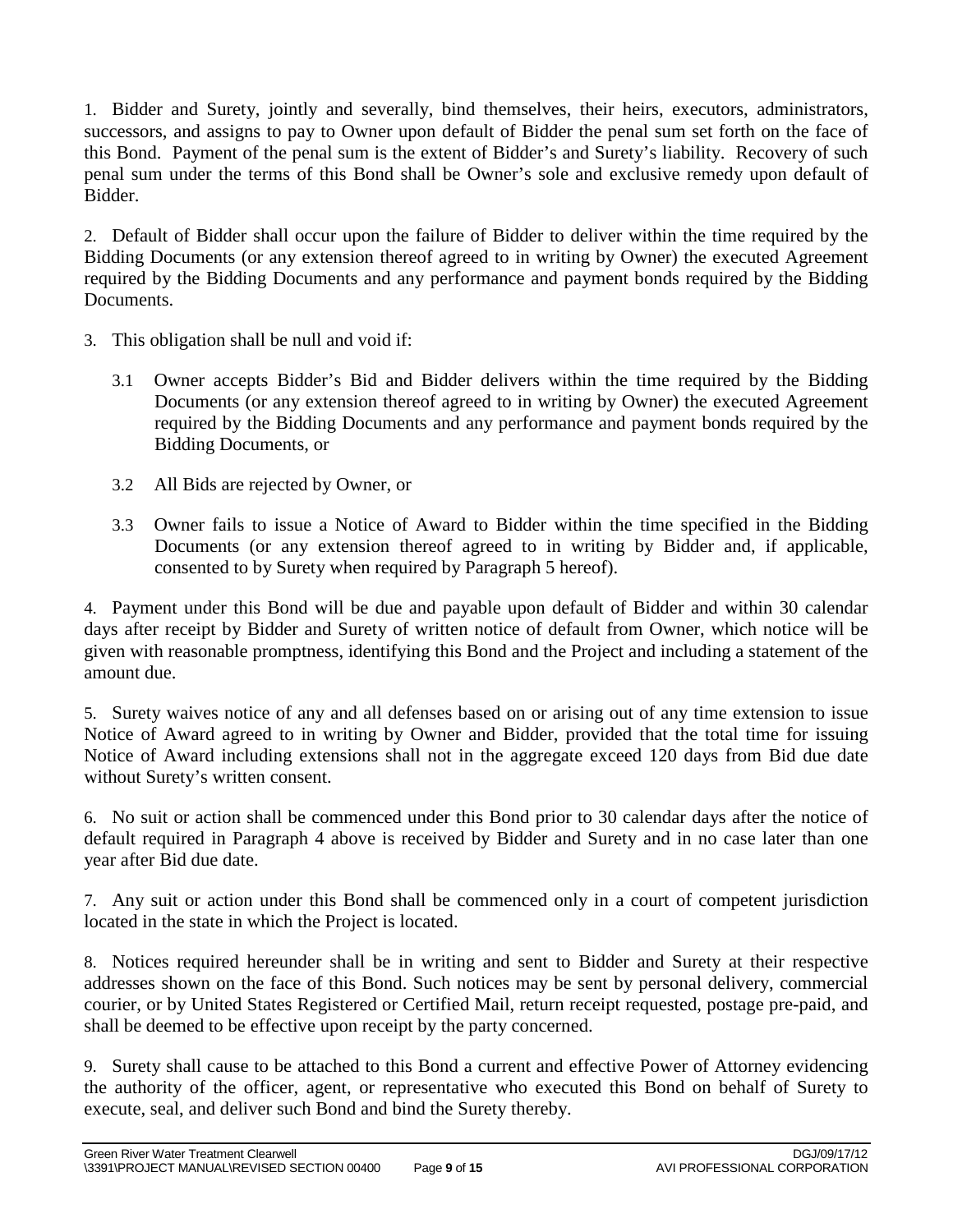1. Bidder and Surety, jointly and severally, bind themselves, their heirs, executors, administrators, successors, and assigns to pay to Owner upon default of Bidder the penal sum set forth on the face of this Bond. Payment of the penal sum is the extent of Bidder's and Surety's liability. Recovery of such penal sum under the terms of this Bond shall be Owner's sole and exclusive remedy upon default of Bidder.

2. Default of Bidder shall occur upon the failure of Bidder to deliver within the time required by the Bidding Documents (or any extension thereof agreed to in writing by Owner) the executed Agreement required by the Bidding Documents and any performance and payment bonds required by the Bidding Documents.

3. This obligation shall be null and void if:

   3.1 Owner accepts Bidder's Bid and Bidder delivers within the time required by the Bidding Documents (or any extension thereof agreed to in writing by Owner) the executed Agreement required by the Bidding Documents and any performance and payment bonds required by the Bidding Documents, or

   3.2 All Bids are rejected by Owner, or

   3.3 Owner fails to issue a Notice of Award to Bidder within the time specified in the Bidding Documents (or any extension thereof agreed to in writing by Bidder and, if applicable, consented to by Surety when required by Paragraph 5 hereof).

4. Payment under this Bond will be due and payable upon default of Bidder and within 30 calendar days after receipt by Bidder and Surety of written notice of default from Owner, which notice will be given with reasonable promptness, identifying this Bond and the Project and including a statement of the amount due.

5. Surety waives notice of any and all defenses based on or arising out of any time extension to issue Notice of Award agreed to in writing by Owner and Bidder, provided that the total time for issuing Notice of Award including extensions shall not in the aggregate exceed 120 days from Bid due date without Surety's written consent.

6. No suit or action shall be commenced under this Bond prior to 30 calendar days after the notice of default required in Paragraph 4 above is received by Bidder and Surety and in no case later than one year after Bid due date.

7. Any suit or action under this Bond shall be commenced only in a court of competent jurisdiction located in the state in which the Project is located.

8. Notices required hereunder shall be in writing and sent to Bidder and Surety at their respective addresses shown on the face of this Bond. Such notices may be sent by personal delivery, commercial courier, or by United States Registered or Certified Mail, return receipt requested, postage pre-paid, and shall be deemed to be effective upon receipt by the party concerned.

9. Surety shall cause to be attached to this Bond a current and effective Power of Attorney evidencing the authority of the officer, agent, or representative who executed this Bond on behalf of Surety to execute, seal, and deliver such Bond and bind the Surety thereby.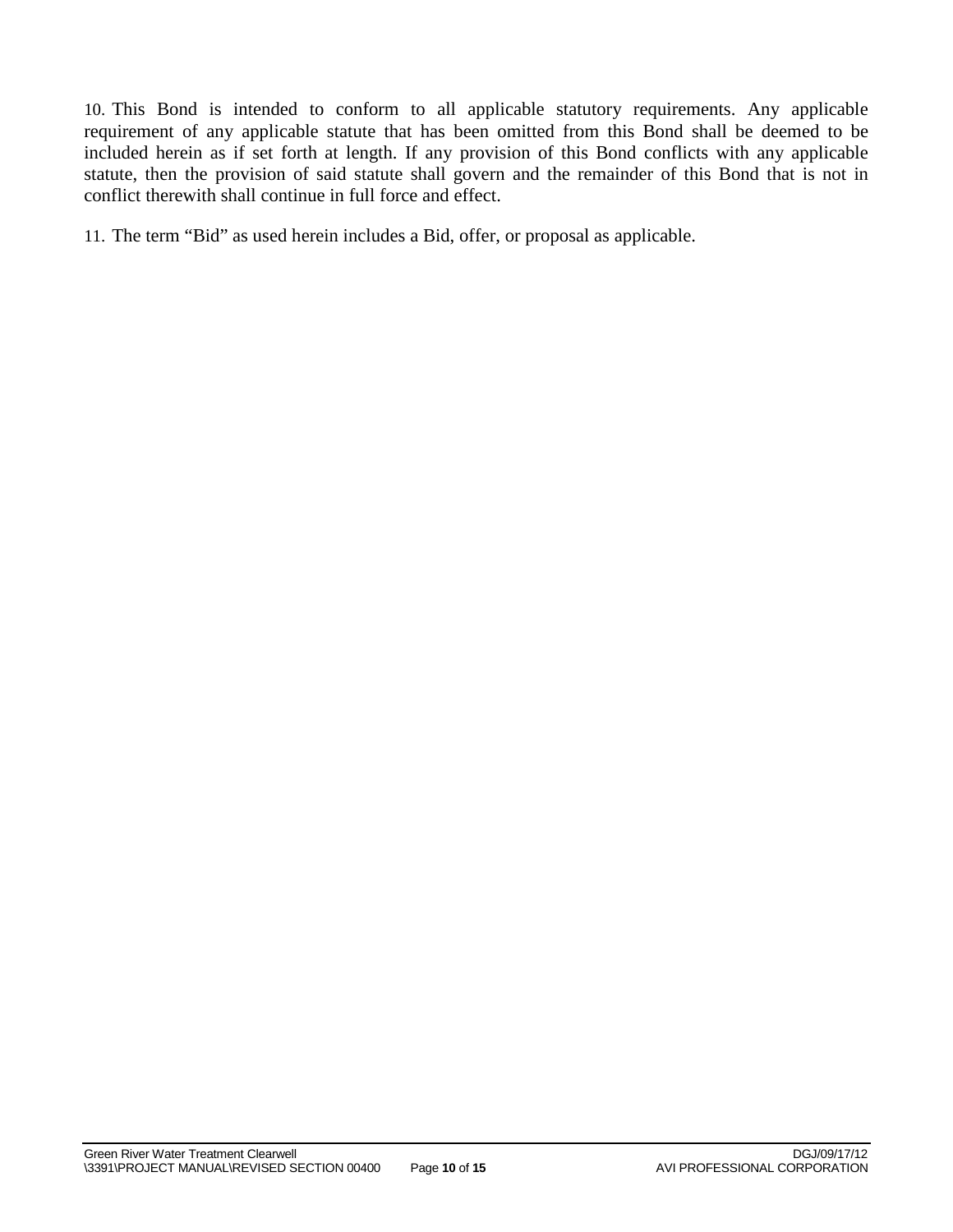10. This Bond is intended to conform to all applicable statutory requirements. Any applicable requirement of any applicable statute that has been omitted from this Bond shall be deemed to be included herein as if set forth at length. If any provision of this Bond conflicts with any applicable statute, then the provision of said statute shall govern and the remainder of this Bond that is not in conflict therewith shall continue in full force and effect.

11. The term "Bid" as used herein includes a Bid, offer, or proposal as applicable.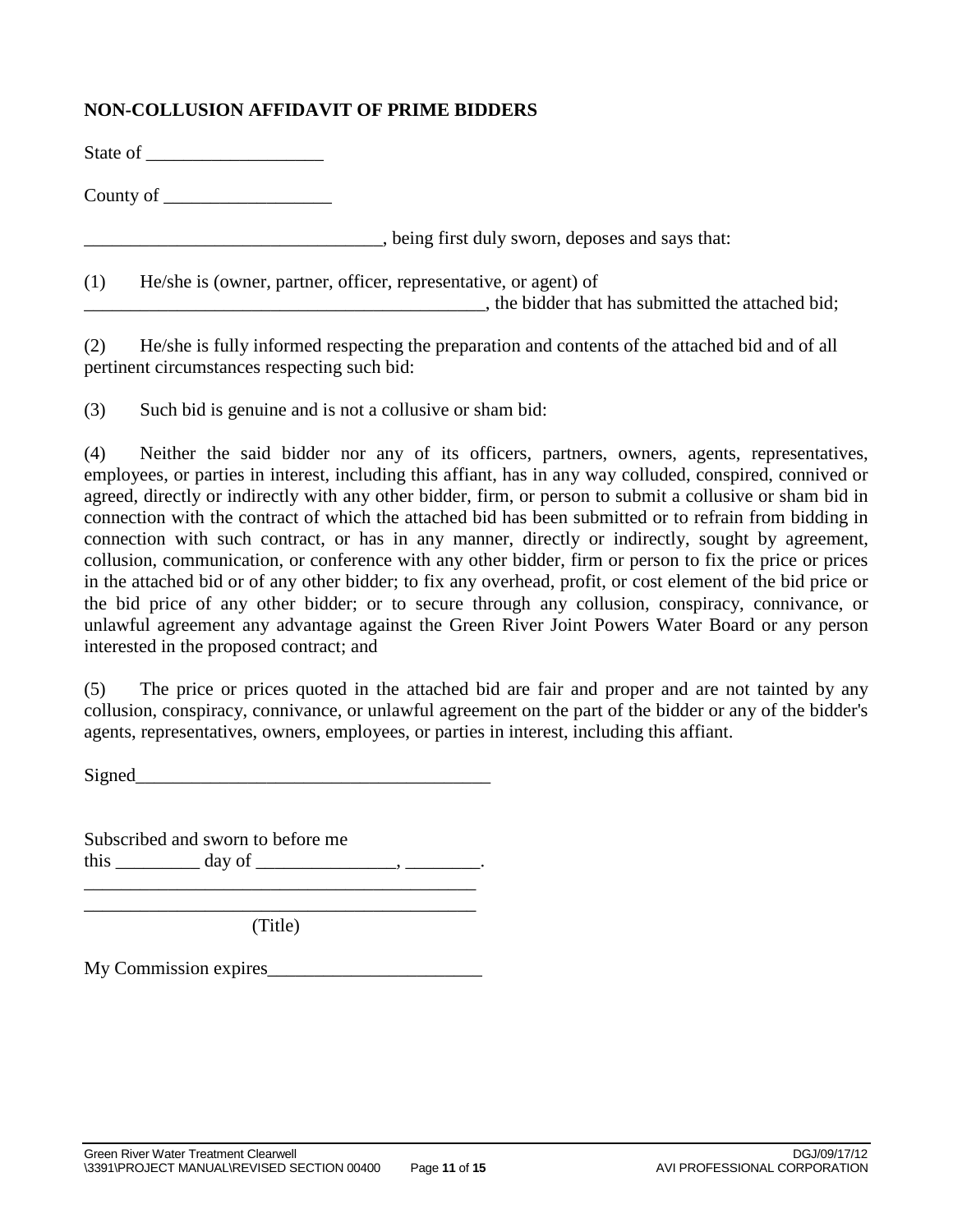**NON-COLLUSION AFFIDAVIT OF PRIME BIDDERS**

State of ___________________

County of __________________

________________________________, being first duly sworn, deposes and says that:

(1) He/she is (owner, partner, officer, representative, or agent) of ____________________________________________, the bidder that has submitted the attached bid;

(2) He/she is fully informed respecting the preparation and contents of the attached bid and of all pertinent circumstances respecting such bid:

(3) Such bid is genuine and is not a collusive or sham bid:

(4) Neither the said bidder nor any of its officers, partners, owners, agents, representatives, employees, or parties in interest, including this affiant, has in any way colluded, conspired, connived or agreed, directly or indirectly with any other bidder, firm, or person to submit a collusive or sham bid in connection with the contract of which the attached bid has been submitted or to refrain from bidding in connection with such contract, or has in any manner, directly or indirectly, sought by agreement, collusion, communication, or conference with any other bidder, firm or person to fix the price or prices in the attached bid or of any other bidder; to fix any overhead, profit, or cost element of the bid price or the bid price of any other bidder; or to secure through any collusion, conspiracy, connivance, or unlawful agreement any advantage against the Green River Joint Powers Water Board or any person interested in the proposed contract; and

(5) The price or prices quoted in the attached bid are fair and proper and are not tainted by any collusion, conspiracy, connivance, or unlawful agreement on the part of the bidder or any of the bidder's agents, representatives, owners, employees, or parties in interest, including this affiant.

Signed______________________________________

Subscribed and sworn to before me
this _________ day of _______________, ________.

____________________________________________

____________________________________________
(Title)

My Commission expires_______________________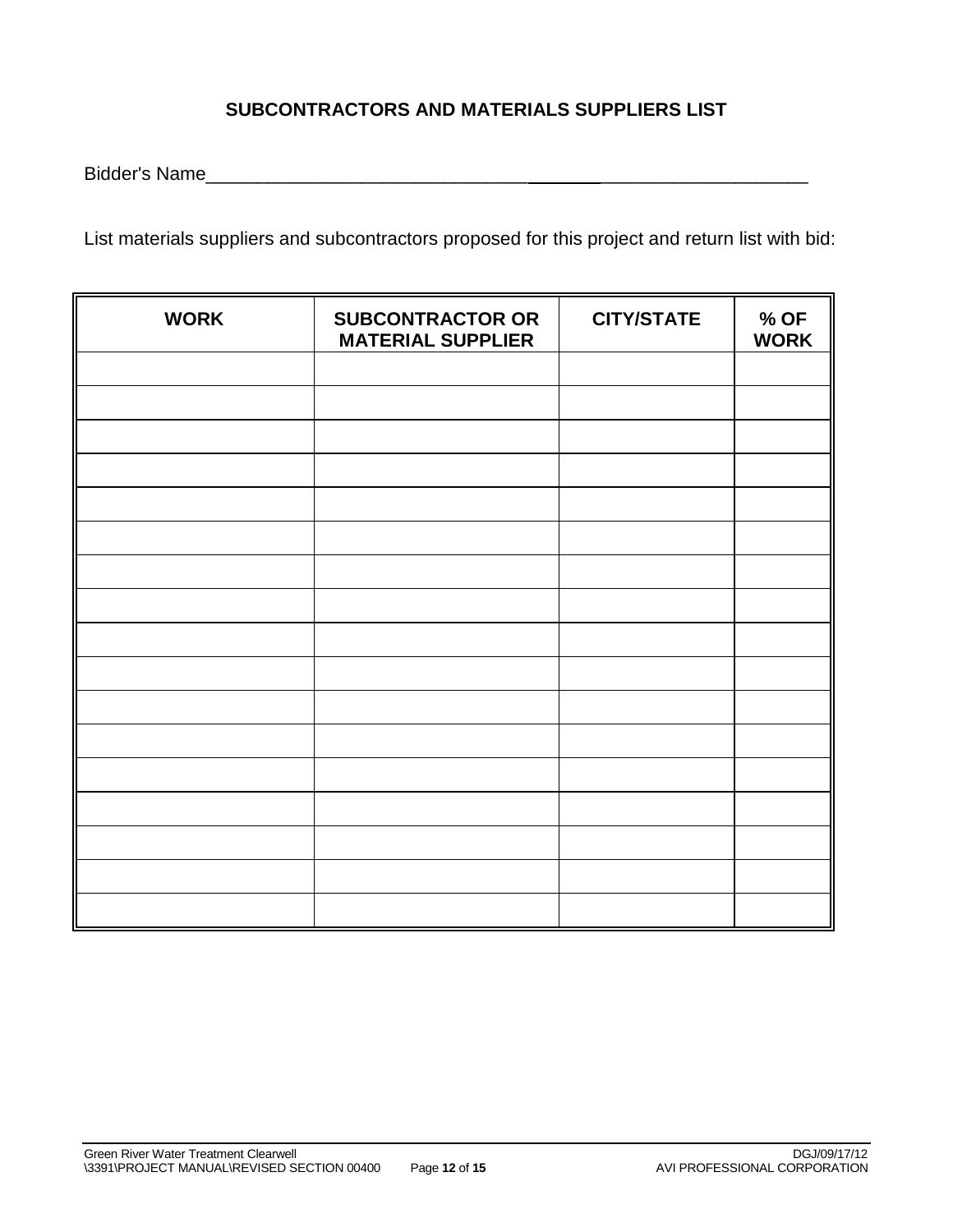## SUBCONTRACTORS AND MATERIALS SUPPLIERS LIST

Bidder's Name___________________________________________________________

List materials suppliers and subcontractors proposed for this project and return list with bid:

| WORK | SUBCONTRACTOR OR MATERIAL SUPPLIER | CITY/STATE | % OF WORK |
|---|---|---|---|
| | | | |
| | | | |
| | | | |
| | | | |
| | | | |
| | | | |
| | | | |
| | | | |
| | | | |
| | | | |
| | | | |
| | | | |
| | | | |
| | | | |
| | | | |
| | | | |
| | | | |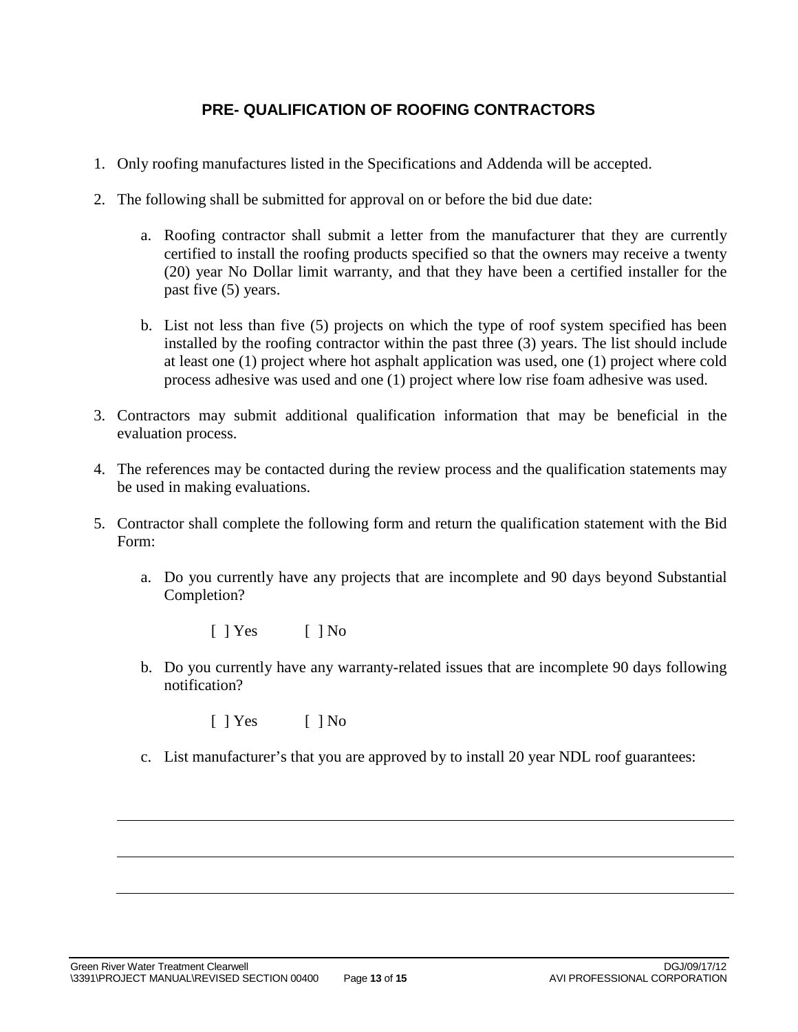## PRE- QUALIFICATION OF ROOFING CONTRACTORS

1. Only roofing manufactures listed in the Specifications and Addenda will be accepted.

2. The following shall be submitted for approval on or before the bid due date:

   a. Roofing contractor shall submit a letter from the manufacturer that they are currently certified to install the roofing products specified so that the owners may receive a twenty (20) year No Dollar limit warranty, and that they have been a certified installer for the past five (5) years.

   b. List not less than five (5) projects on which the type of roof system specified has been installed by the roofing contractor within the past three (3) years. The list should include at least one (1) project where hot asphalt application was used, one (1) project where cold process adhesive was used and one (1) project where low rise foam adhesive was used.

3. Contractors may submit additional qualification information that may be beneficial in the evaluation process.

4. The references may be contacted during the review process and the qualification statements may be used in making evaluations.

5. Contractor shall complete the following form and return the qualification statement with the Bid Form:

   a. Do you currently have any projects that are incomplete and 90 days beyond Substantial Completion?

      [ ] Yes  [ ] No

   b. Do you currently have any warranty-related issues that are incomplete 90 days following notification?

      [ ] Yes  [ ] No

   c. List manufacturer's that you are approved by to install 20 year NDL roof guarantees:

______________________________________________________________________________

______________________________________________________________________________

______________________________________________________________________________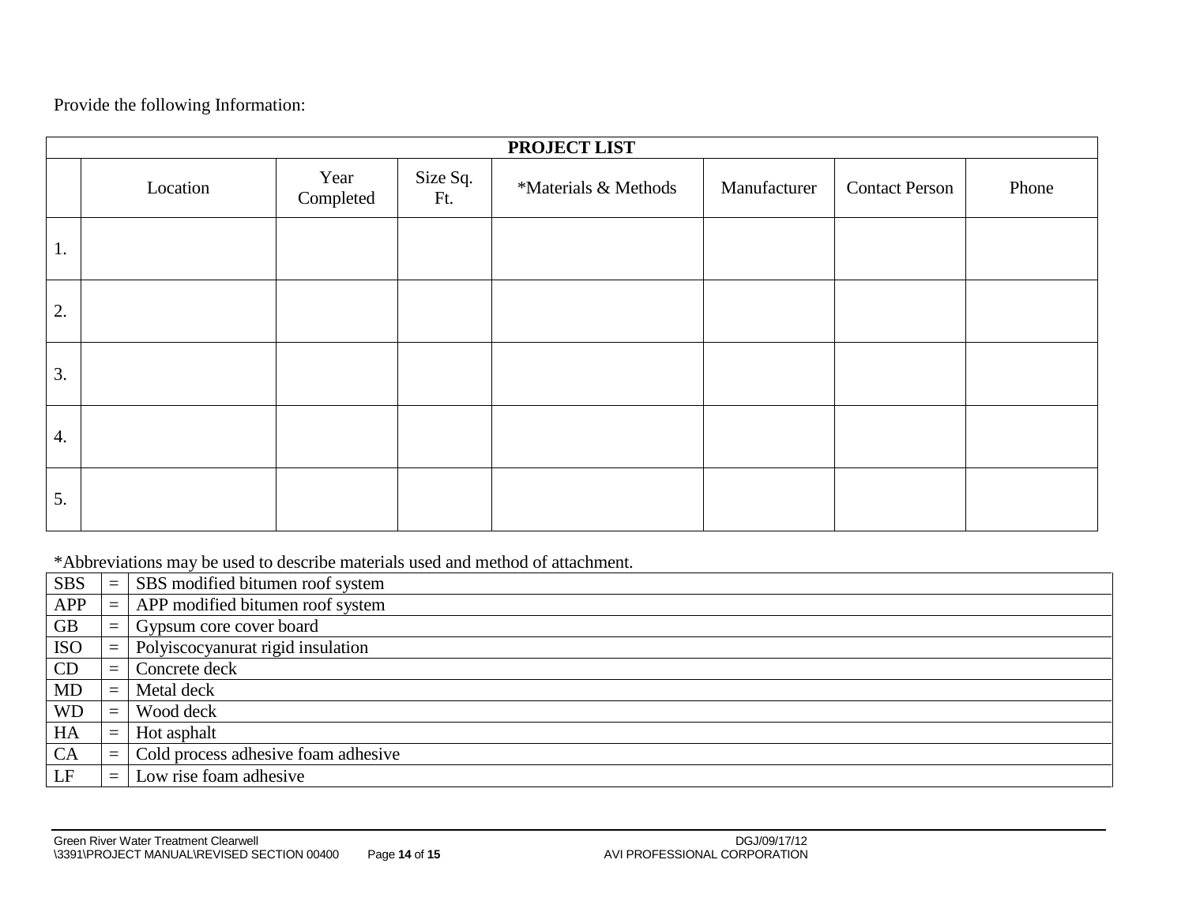Provide the following Information:

| PROJECT LIST | | | | | | | |
|---|---|---|---|---|---|---|---|
| | Location | Year Completed | Size Sq. Ft. | *Materials & Methods | Manufacturer | Contact Person | Phone |
| 1. | | | | | | | |
| 2. | | | | | | | |
| 3. | | | | | | | |
| 4. | | | | | | | |
| 5. | | | | | | | |

*Abbreviations may be used to describe materials used and method of attachment.

| | | |
|---|---|---|
| SBS | = | SBS modified bitumen roof system |
| APP | = | APP modified bitumen roof system |
| GB | = | Gypsum core cover board |
| ISO | = | Polyiscocyanurat rigid insulation |
| CD | = | Concrete deck |
| MD | = | Metal deck |
| WD | = | Wood deck |
| HA | = | Hot asphalt |
| CA | = | Cold process adhesive foam adhesive |
| LF | = | Low rise foam adhesive |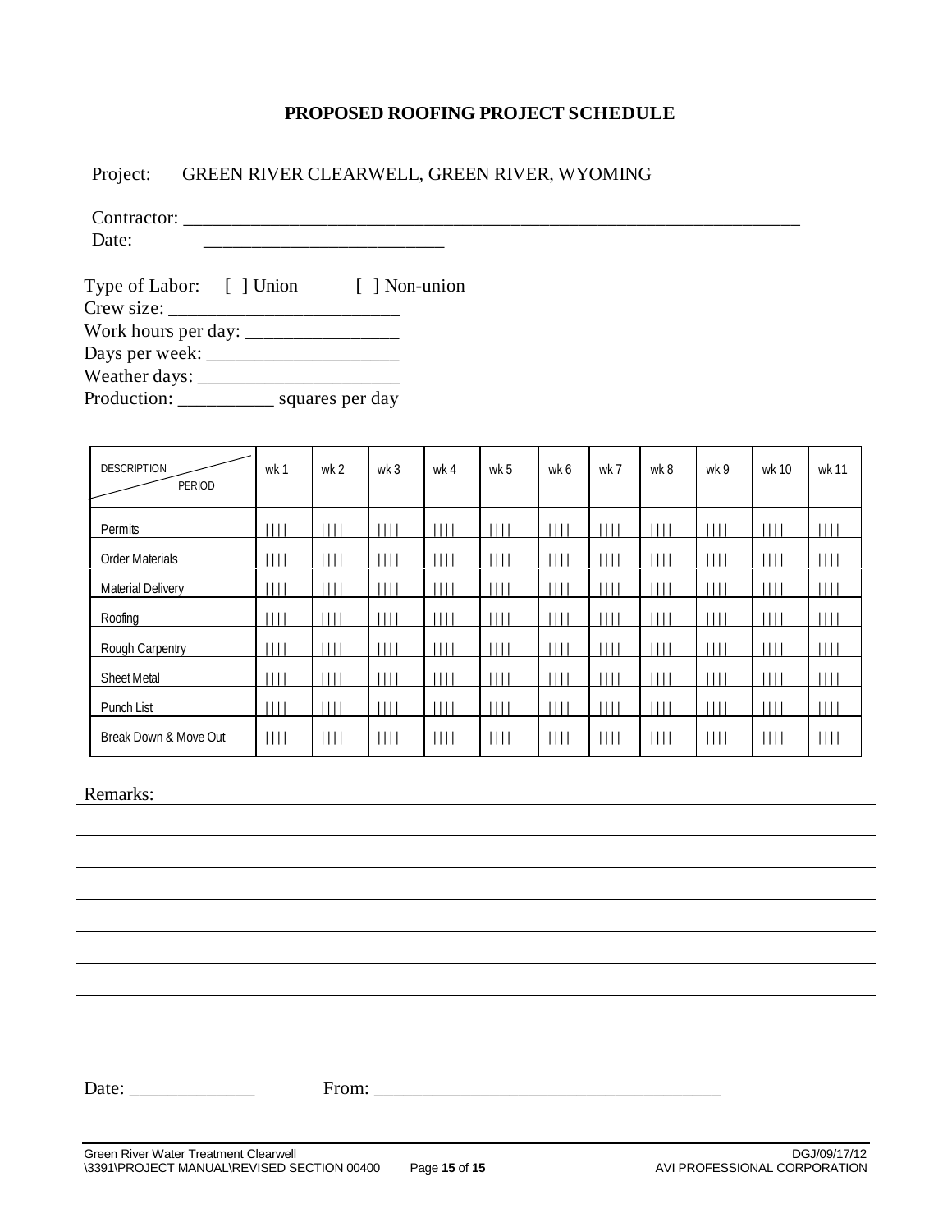# PROPOSED ROOFING PROJECT SCHEDULE

Project: GREEN RIVER CLEARWELL, GREEN RIVER, WYOMING

Contractor: ___________________________________________________________________

Date: __________________________

Type of Labor: [ ] Union [ ] Non-union

Crew size: ________________________

Work hours per day: ________________

Days per week: ____________________

Weather days: _____________________

Production: __________ squares per day

| DESCRIPTION / PERIOD | wk 1 | wk 2 | wk 3 | wk 4 | wk 5 | wk 6 | wk 7 | wk 8 | wk 9 | wk 10 | wk 11 |
|---|---|---|---|---|---|---|---|---|---|---|---|
| Permits | \|\|\|\| | \|\|\|\| | \|\|\|\| | \|\|\|\| | \|\|\|\| | \|\|\|\| | \|\|\|\| | \|\|\|\| | \|\|\|\| | \|\|\|\| | \|\|\|\| |
| Order Materials | \|\|\|\| | \|\|\|\| | \|\|\|\| | \|\|\|\| | \|\|\|\| | \|\|\|\| | \|\|\|\| | \|\|\|\| | \|\|\|\| | \|\|\|\| | \|\|\|\| |
| Material Delivery | \|\|\|\| | \|\|\|\| | \|\|\|\| | \|\|\|\| | \|\|\|\| | \|\|\|\| | \|\|\|\| | \|\|\|\| | \|\|\|\| | \|\|\|\| | \|\|\|\| |
| Roofing | \|\|\|\| | \|\|\|\| | \|\|\|\| | \|\|\|\| | \|\|\|\| | \|\|\|\| | \|\|\|\| | \|\|\|\| | \|\|\|\| | \|\|\|\| | \|\|\|\| |
| Rough Carpentry | \|\|\|\| | \|\|\|\| | \|\|\|\| | \|\|\|\| | \|\|\|\| | \|\|\|\| | \|\|\|\| | \|\|\|\| | \|\|\|\| | \|\|\|\| | \|\|\|\| |
| Sheet Metal | \|\|\|\| | \|\|\|\| | \|\|\|\| | \|\|\|\| | \|\|\|\| | \|\|\|\| | \|\|\|\| | \|\|\|\| | \|\|\|\| | \|\|\|\| | \|\|\|\| |
| Punch List | \|\|\|\| | \|\|\|\| | \|\|\|\| | \|\|\|\| | \|\|\|\| | \|\|\|\| | \|\|\|\| | \|\|\|\| | \|\|\|\| | \|\|\|\| | \|\|\|\| |
| Break Down & Move Out | \|\|\|\| | \|\|\|\| | \|\|\|\| | \|\|\|\| | \|\|\|\| | \|\|\|\| | \|\|\|\| | \|\|\|\| | \|\|\|\| | \|\|\|\| | \|\|\|\| |

Remarks: ____________________________________________________________________

_____________________________________________________________________________

_____________________________________________________________________________

_____________________________________________________________________________

_____________________________________________________________________________

_____________________________________________________________________________

_____________________________________________________________________________

_____________________________________________________________________________

Date: _____________ From: ____________________________________